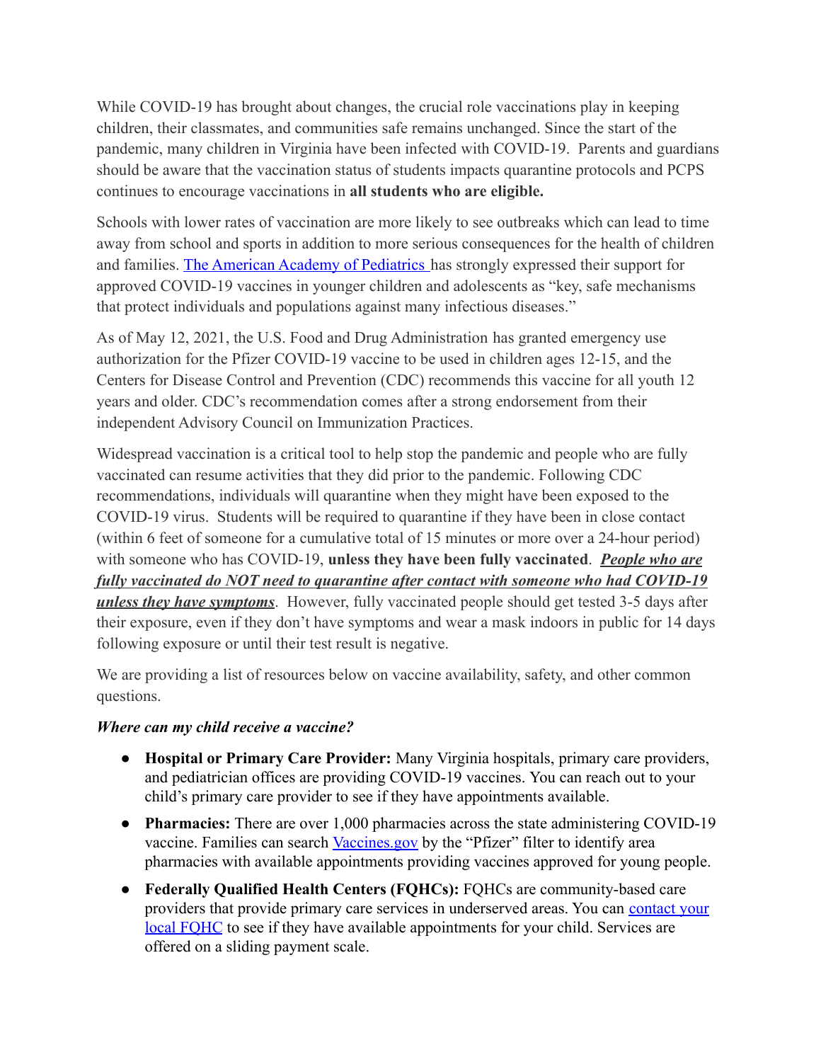While COVID-19 has brought about changes, the crucial role vaccinations play in keeping children, their classmates, and communities safe remains unchanged. Since the start of the pandemic, many children in Virginia have been infected with COVID-19. Parents and guardians should be aware that the vaccination status of students impacts quarantine protocols and PCPS continues to encourage vaccinations in **all students who are eligible.**

Schools with lower rates of vaccination are more likely to see outbreaks which can lead to time away from school and sports in addition to more serious consequences for the health of children and families. [The American Academy of Pediatrics](#) has strongly expressed their support for approved COVID-19 vaccines in younger children and adolescents as "key, safe mechanisms that protect individuals and populations against many infectious diseases."

As of May 12, 2021, the U.S. Food and Drug Administration has granted emergency use authorization for the Pfizer COVID-19 vaccine to be used in children ages 12-15, and the Centers for Disease Control and Prevention (CDC) recommends this vaccine for all youth 12 years and older. CDC's recommendation comes after a strong endorsement from their independent Advisory Council on Immunization Practices.

Widespread vaccination is a critical tool to help stop the pandemic and people who are fully vaccinated can resume activities that they did prior to the pandemic. Following CDC recommendations, individuals will quarantine when they might have been exposed to the COVID-19 virus. Students will be required to quarantine if they have been in close contact (within 6 feet of someone for a cumulative total of 15 minutes or more over a 24-hour period) with someone who has COVID-19, **unless they have been fully vaccinated**. ***People who are fully vaccinated do NOT need to quarantine after contact with someone who had COVID-19 unless they have symptoms***. However, fully vaccinated people should get tested 3-5 days after their exposure, even if they don't have symptoms and wear a mask indoors in public for 14 days following exposure or until their test result is negative.

We are providing a list of resources below on vaccine availability, safety, and other common questions.

***Where can my child receive a vaccine?***

- **Hospital or Primary Care Provider:** Many Virginia hospitals, primary care providers, and pediatrician offices are providing COVID-19 vaccines. You can reach out to your child's primary care provider to see if they have appointments available.
- **Pharmacies:** There are over 1,000 pharmacies across the state administering COVID-19 vaccine. Families can search [Vaccines.gov](#) by the "Pfizer" filter to identify area pharmacies with available appointments providing vaccines approved for young people.
- **Federally Qualified Health Centers (FQHCs):** FQHCs are community-based care providers that provide primary care services in underserved areas. You can [contact your local FQHC](#) to see if they have available appointments for your child. Services are offered on a sliding payment scale.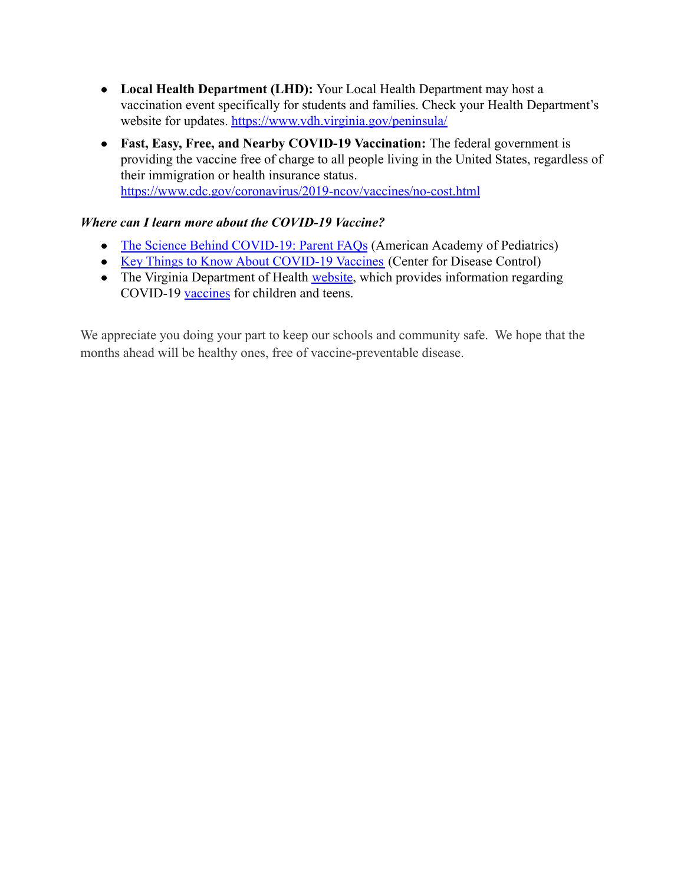- **Local Health Department (LHD):** Your Local Health Department may host a vaccination event specifically for students and families. Check your Health Department's website for updates. https://www.vdh.virginia.gov/peninsula/
- **Fast, Easy, Free, and Nearby COVID-19 Vaccination:** The federal government is providing the vaccine free of charge to all people living in the United States, regardless of their immigration or health insurance status. https://www.cdc.gov/coronavirus/2019-ncov/vaccines/no-cost.html

***Where can I learn more about the COVID-19 Vaccine?***

- The Science Behind COVID-19: Parent FAQs (American Academy of Pediatrics)
- Key Things to Know About COVID-19 Vaccines (Center for Disease Control)
- The Virginia Department of Health website, which provides information regarding COVID-19 vaccines for children and teens.

We appreciate you doing your part to keep our schools and community safe. We hope that the months ahead will be healthy ones, free of vaccine-preventable disease.